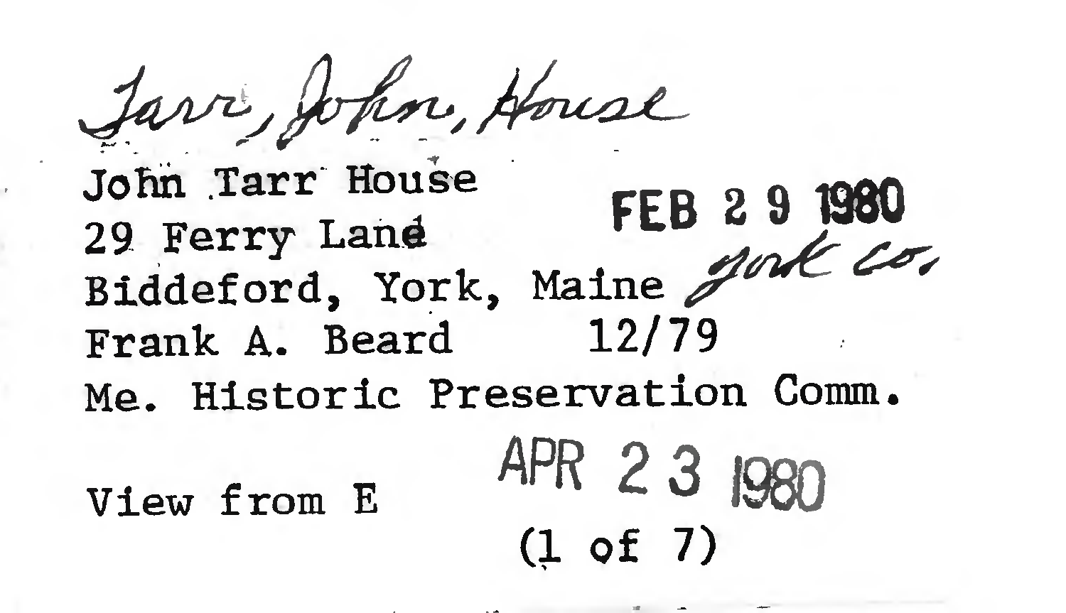*Tarr, John, House*

John Tarr House  
29 Ferry Lane  
Biddeford, York, Maine *York Co.*  
Frank A. Beard 12/79  
Me. Historic Preservation Comm.

FEB 29 1980

View from E

APR 23 1980

(1 of 7)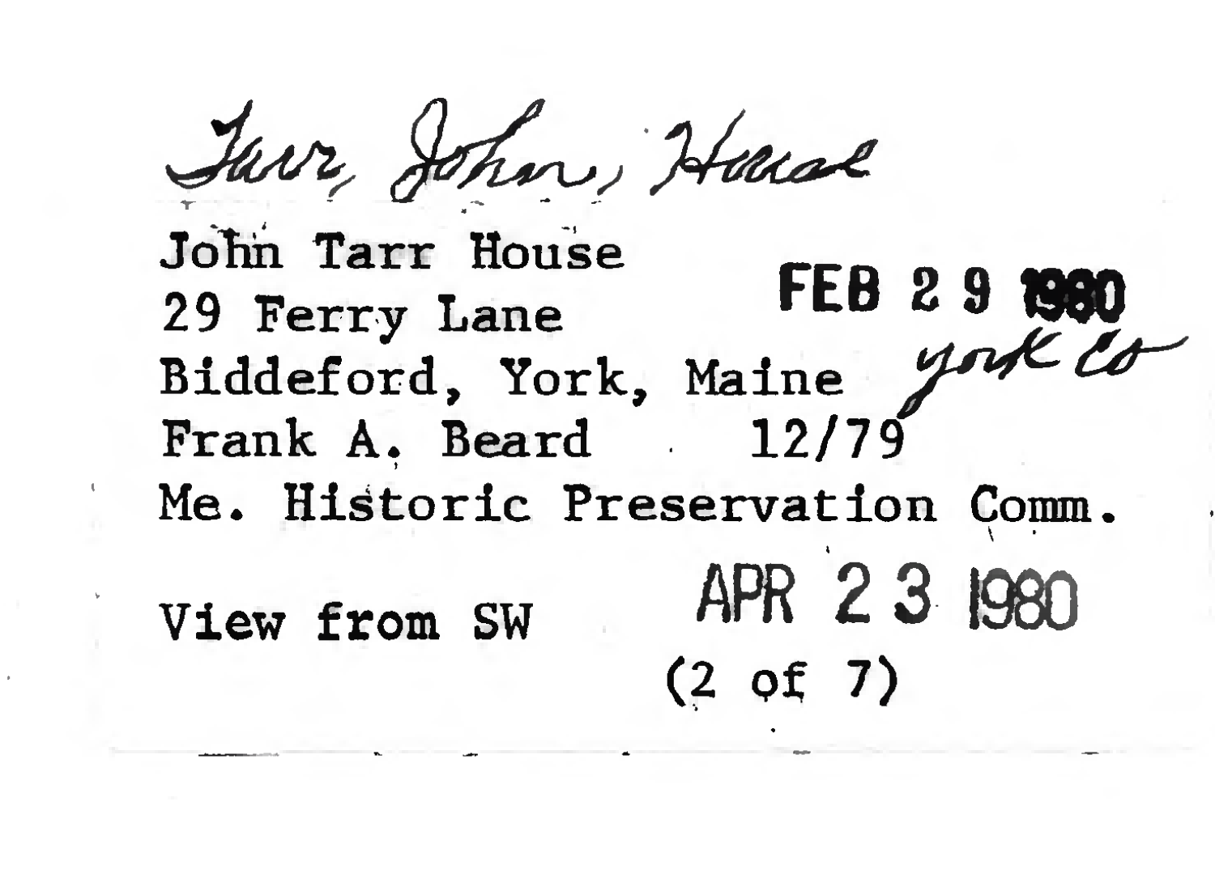*Tarr, John, House*

John Tarr House
29 Ferry Lane
Biddeford, York, Maine *York Co*
Frank A. Beard 12/79
Me. Historic Preservation Comm.

FEB 29 1980

View from SW

APR 23 1980

(2 of 7)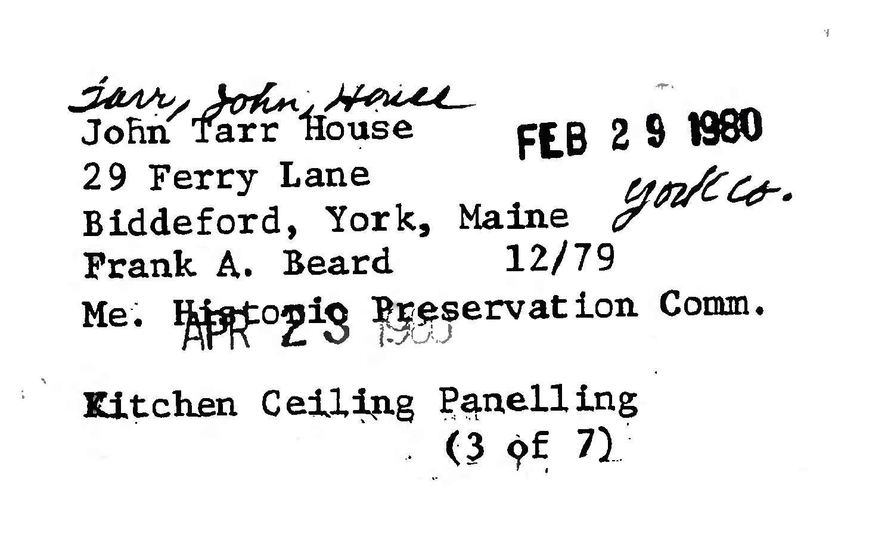Tarr, John, House

John Tarr House

FEB 29 1980

29 Ferry Lane

York Co.

Biddeford, York, Maine

Frank A. Beard 12/79

Me. Historic Preservation Comm.

APR 23 1980

Kitchen Ceiling Panelling

(3 of 7)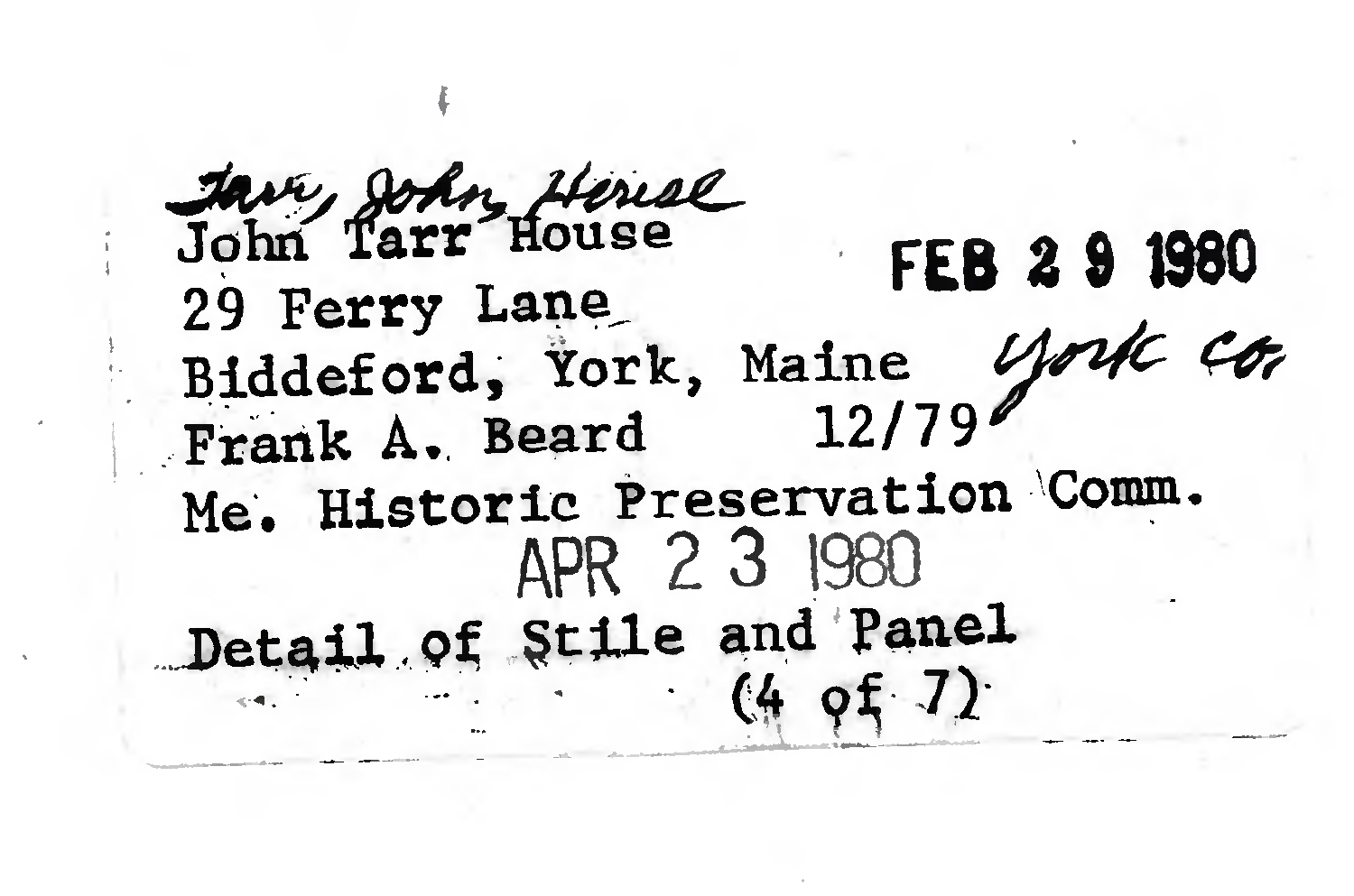Tarr, John House

John Tarr House

FEB 29 1980

29 Ferry Lane

Biddeford, York, Maine York Co.

Frank A. Beard 12/79

Me. Historic Preservation Comm.

APR 23 1980

Detail of Stile and Panel

(4 of 7)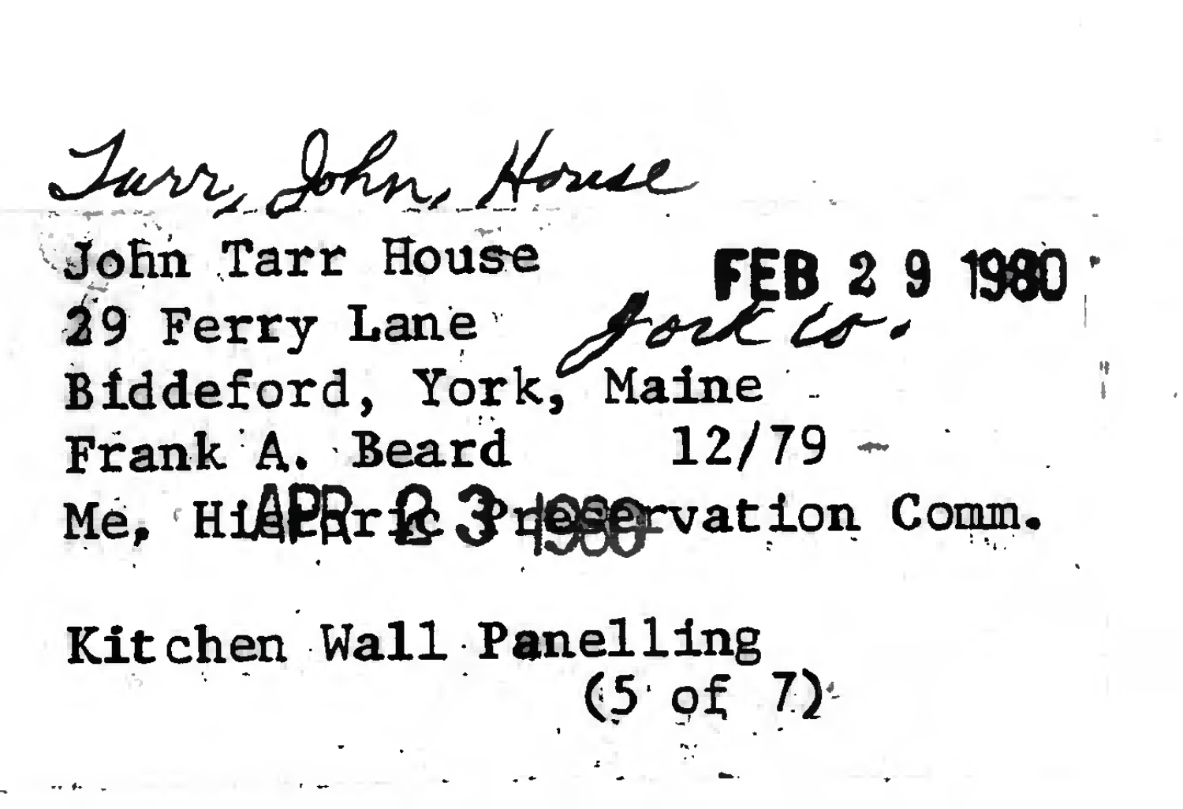*Tarr, John, House*

John Tarr House FEB 29 1980
29 Ferry Lane *York Co.*
Biddeford, York, Maine
Frank A. Beard 12/79
Me. Historic Preservation Comm. APR 23 1980

Kitchen Wall Panelling
(5 of 7)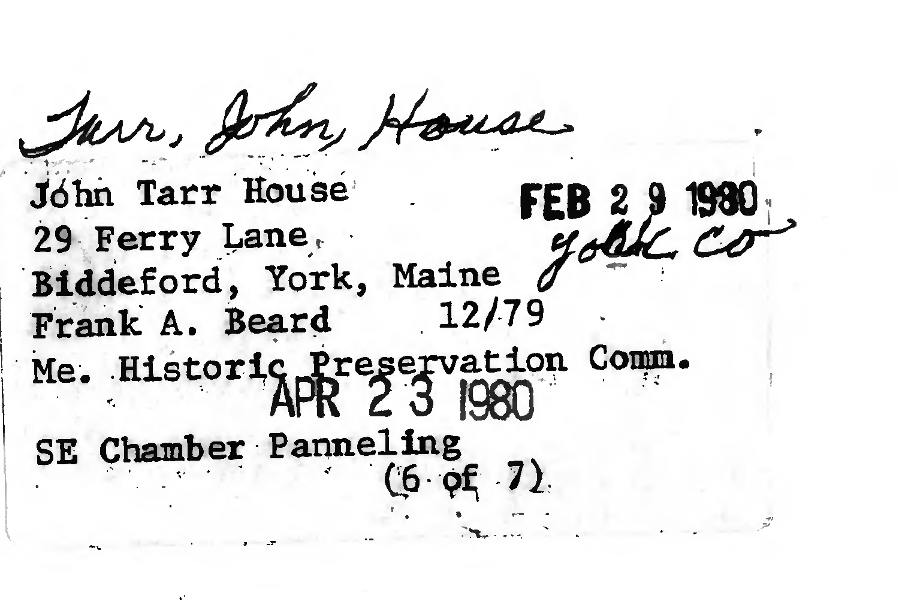Tarr, John, House

John Tarr House
29 Ferry Lane
Biddeford, York, Maine
Frank A. Beard 12/79
Me. Historic Preservation Comm.

FEB 29 1980
York Co

APR 23 1980

SE Chamber Panneling
(6 of 7)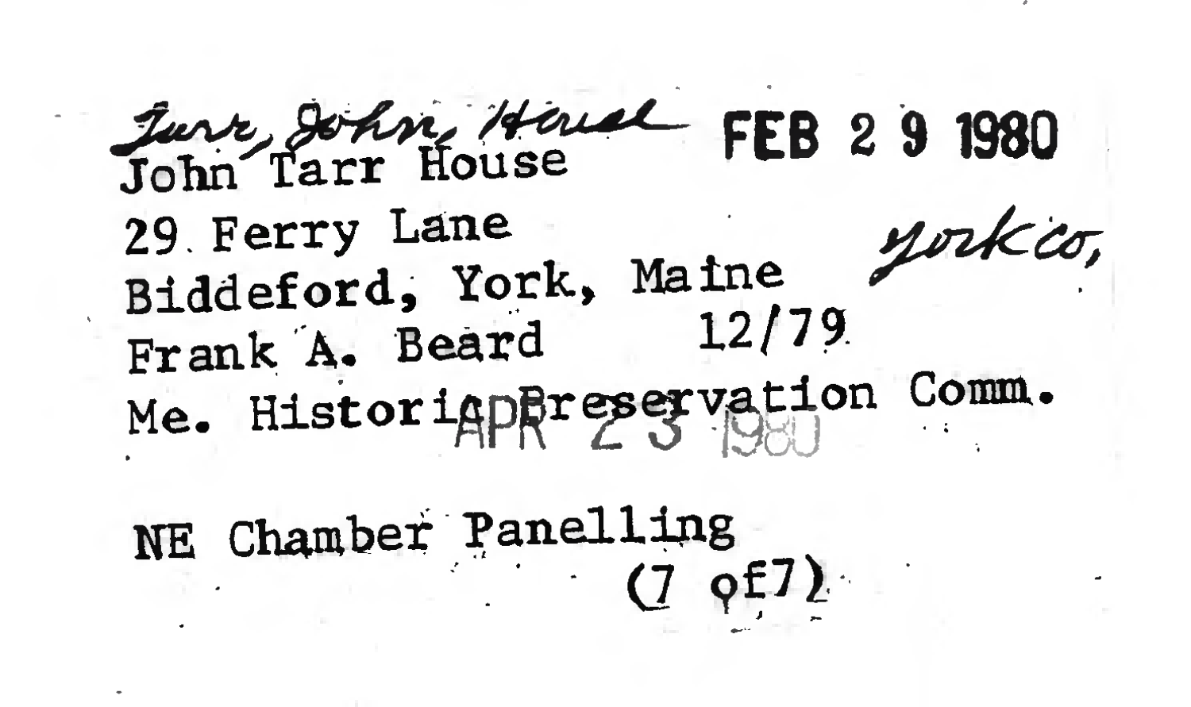Tarr, John, House

FEB 29 1980

John Tarr House

29 Ferry Lane

Biddeford, York, Maine

York co,

Frank A. Beard 12/79

Me. Historic Preservation Comm.

APR 23 1980

NE Chamber Panelling

(7 of 7)